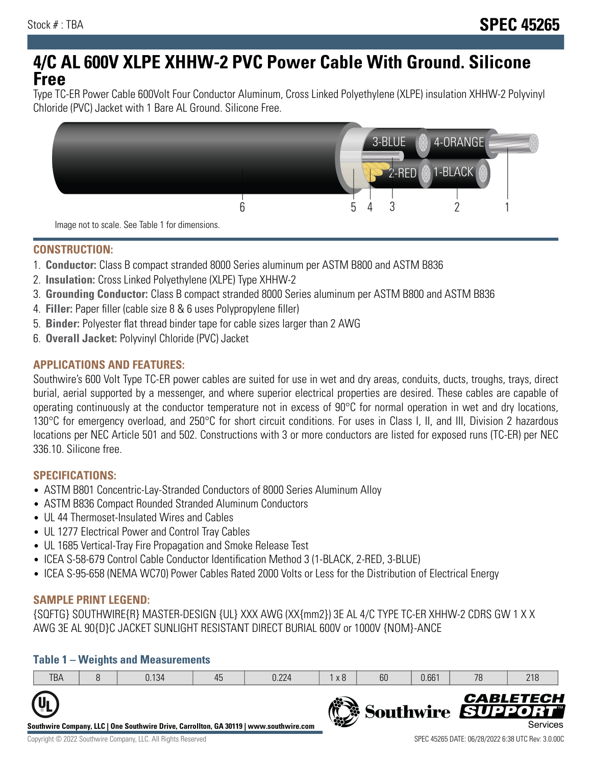Stock # : TBA

# SPEC 45265

# 4/C AL 600V XLPE XHHW-2 PVC Power Cable With Ground. Silicone Free

Type TC-ER Power Cable 600Volt Four Conductor Aluminum, Cross Linked Polyethylene (XLPE) insulation XHHW-2 Polyvinyl Chloride (PVC) Jacket with 1 Bare AL Ground. Silicone Free.

Image not to scale. See Table 1 for dimensions.

## CONSTRUCTION:

1. **Conductor:** Class B compact stranded 8000 Series aluminum per ASTM B800 and ASTM B836
2. **Insulation:** Cross Linked Polyethylene (XLPE) Type XHHW-2
3. **Grounding Conductor:** Class B compact stranded 8000 Series aluminum per ASTM B800 and ASTM B836
4. **Filler:** Paper filler (cable size 8 & 6 uses Polypropylene filler)
5. **Binder:** Polyester flat thread binder tape for cable sizes larger than 2 AWG
6. **Overall Jacket:** Polyvinyl Chloride (PVC) Jacket

## APPLICATIONS AND FEATURES:

Southwire's 600 Volt Type TC-ER power cables are suited for use in wet and dry areas, conduits, ducts, troughs, trays, direct burial, aerial supported by a messenger, and where superior electrical properties are desired. These cables are capable of operating continuously at the conductor temperature not in excess of 90°C for normal operation in wet and dry locations, 130°C for emergency overload, and 250°C for short circuit conditions. For uses in Class I, II, and III, Division 2 hazardous locations per NEC Article 501 and 502. Constructions with 3 or more conductors are listed for exposed runs (TC-ER) per NEC 336.10. Silicone free.

## SPECIFICATIONS:

- ASTM B801 Concentric-Lay-Stranded Conductors of 8000 Series Aluminum Alloy
- ASTM B836 Compact Rounded Stranded Aluminum Conductors
- UL 44 Thermoset-Insulated Wires and Cables
- UL 1277 Electrical Power and Control Tray Cables
- UL 1685 Vertical-Tray Fire Propagation and Smoke Release Test
- ICEA S-58-679 Control Cable Conductor Identification Method 3 (1-BLACK, 2-RED, 3-BLUE)
- ICEA S-95-658 (NEMA WC70) Power Cables Rated 2000 Volts or Less for the Distribution of Electrical Energy

## SAMPLE PRINT LEGEND:

{SQFTG} SOUTHWIRE{R} MASTER-DESIGN {UL} XXX AWG (XX{mm2}) 3E AL 4/C TYPE TC-ER XHHW-2 CDRS GW 1 X X AWG 3E AL 90{D}C JACKET SUNLIGHT RESISTANT DIRECT BURIAL 600V or 1000V {NOM}-ANCE

### Table 1 – Weights and Measurements

| TBA | 8 | 0.134 | 45 | 0.224 | 1 x 8 | 60 | 0.661 | 78 | 218 |
|---|---|---|---|---|---|---|---|---|---|

Southwire Company, LLC | One Southwire Drive, Carrollton, GA 30119 | www.southwire.com

Copyright © 2022 Southwire Company, LLC. All Rights Reserved

SPEC 45265 DATE: 06/28/2022 6:38 UTC Rev: 3.0.00C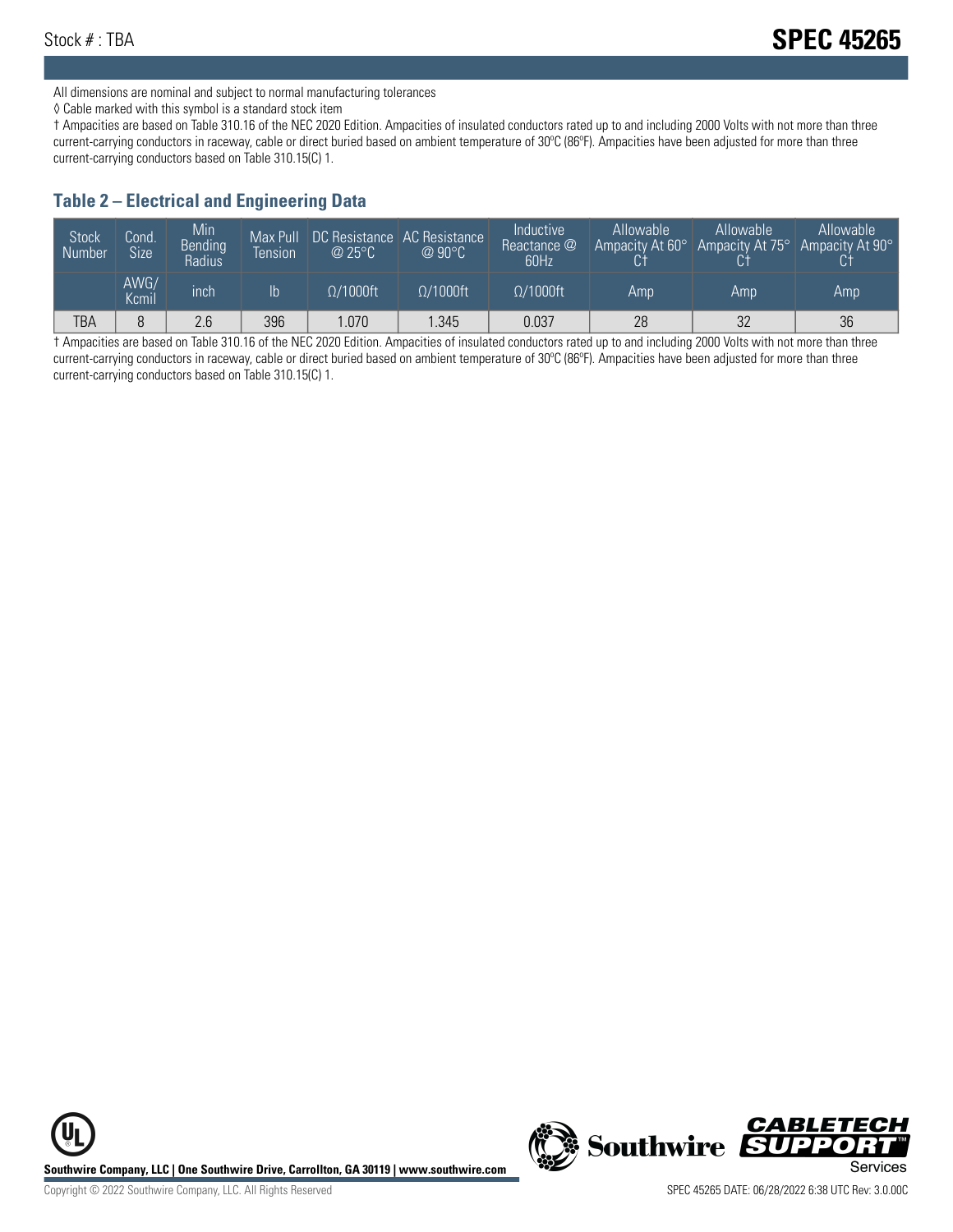All dimensions are nominal and subject to normal manufacturing tolerances

◊ Cable marked with this symbol is a standard stock item

† Ampacities are based on Table 310.16 of the NEC 2020 Edition. Ampacities of insulated conductors rated up to and including 2000 Volts with not more than three current-carrying conductors in raceway, cable or direct buried based on ambient temperature of 30ºC (86ºF). Ampacities have been adjusted for more than three current-carrying conductors based on Table 310.15(C) 1.

## Table 2 – Electrical and Engineering Data

| Stock Number | Cond. Size | Min Bending Radius | Max Pull Tension | DC Resistance @ 25°C | AC Resistance @ 90°C | Inductive Reactance @ 60Hz | Allowable Ampacity At 60° C† | Allowable Ampacity At 75° C† | Allowable Ampacity At 90° C† |
|---|---|---|---|---|---|---|---|---|---|
| | AWG/ Kcmil | inch | lb | Ω/1000ft | Ω/1000ft | Ω/1000ft | Amp | Amp | Amp |
| TBA | 8 | 2.6 | 396 | 1.070 | 1.345 | 0.037 | 28 | 32 | 36 |

† Ampacities are based on Table 310.16 of the NEC 2020 Edition. Ampacities of insulated conductors rated up to and including 2000 Volts with not more than three current-carrying conductors in raceway, cable or direct buried based on ambient temperature of 30ºC (86ºF). Ampacities have been adjusted for more than three current-carrying conductors based on Table 310.15(C) 1.

**Southwire Company, LLC | One Southwire Drive, Carrollton, GA 30119 | www.southwire.com**

Copyright © 2022 Southwire Company, LLC. All Rights Reserved

SPEC 45265 DATE: 06/28/2022 6:38 UTC Rev: 3.0.00C